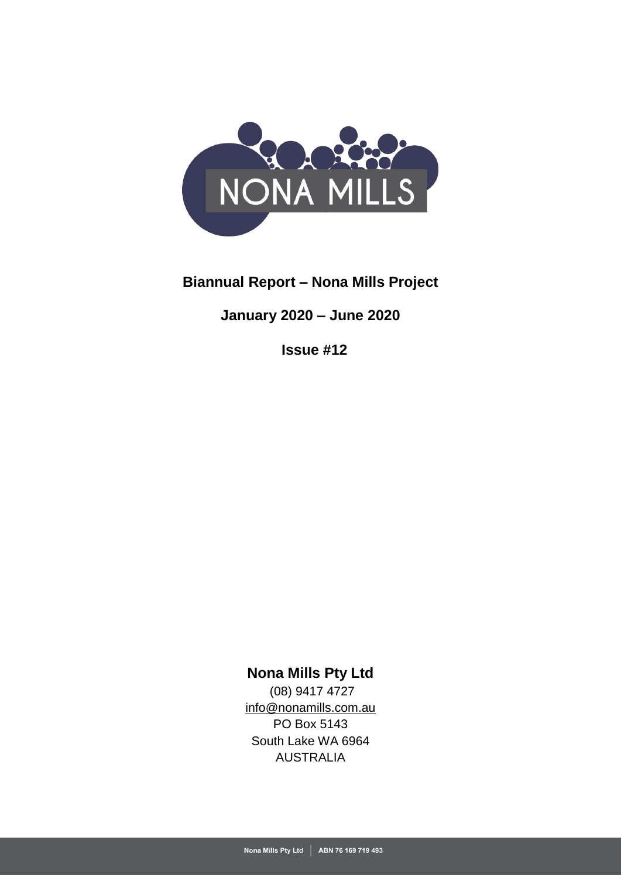NONA MILLS

# Biannual Report – Nona Mills Project

## January 2020 – June 2020

## Issue #12

**Nona Mills Pty Ltd**

(08) 9417 4727
info@nonamills.com.au
PO Box 5143
South Lake WA 6964
AUSTRALIA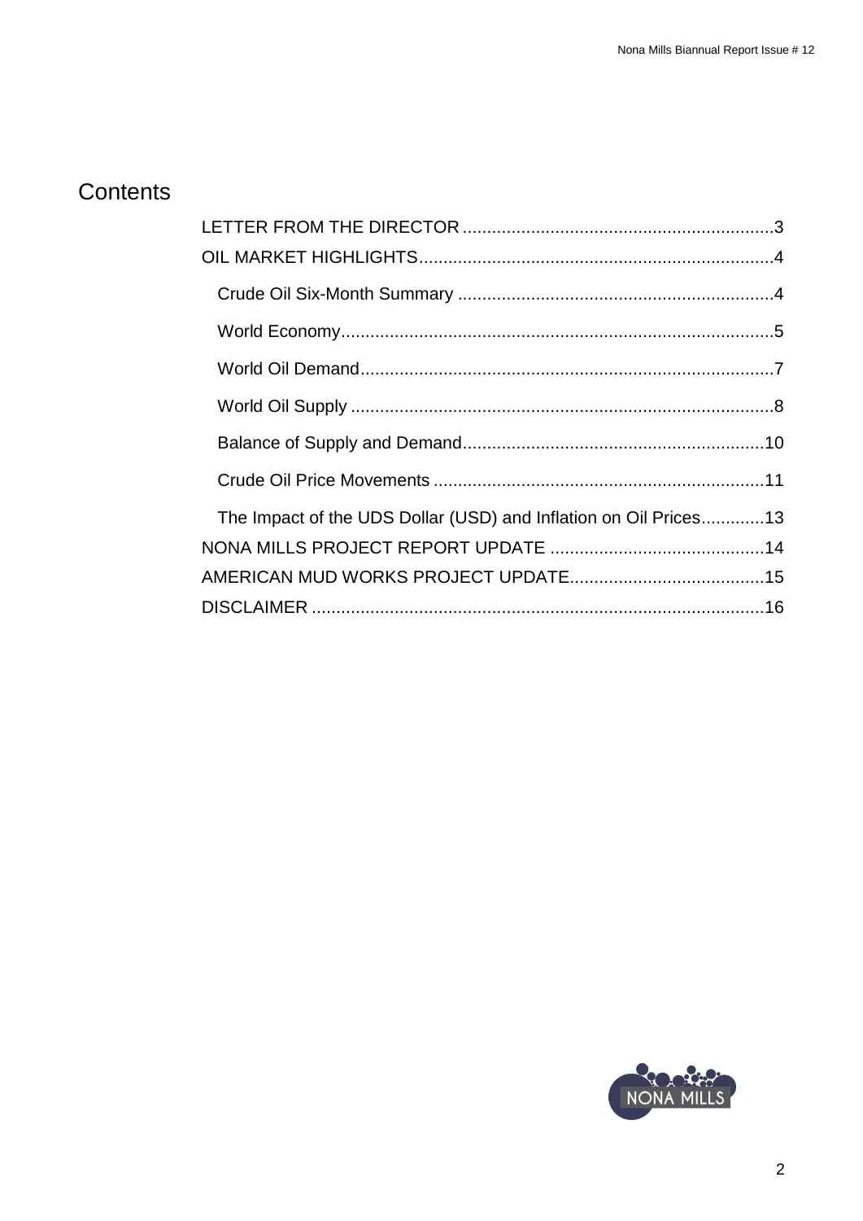# Contents

- LETTER FROM THE DIRECTOR ....... 3
- OIL MARKET HIGHLIGHTS ....... 4
  - Crude Oil Six-Month Summary ....... 4
  - World Economy ....... 5
  - World Oil Demand ....... 7
  - World Oil Supply ....... 8
  - Balance of Supply and Demand ....... 10
  - Crude Oil Price Movements ....... 11
  - The Impact of the UDS Dollar (USD) and Inflation on Oil Prices ....... 13
- NONA MILLS PROJECT REPORT UPDATE ....... 14
- AMERICAN MUD WORKS PROJECT UPDATE ....... 15
- DISCLAIMER ....... 16

NONA MILLS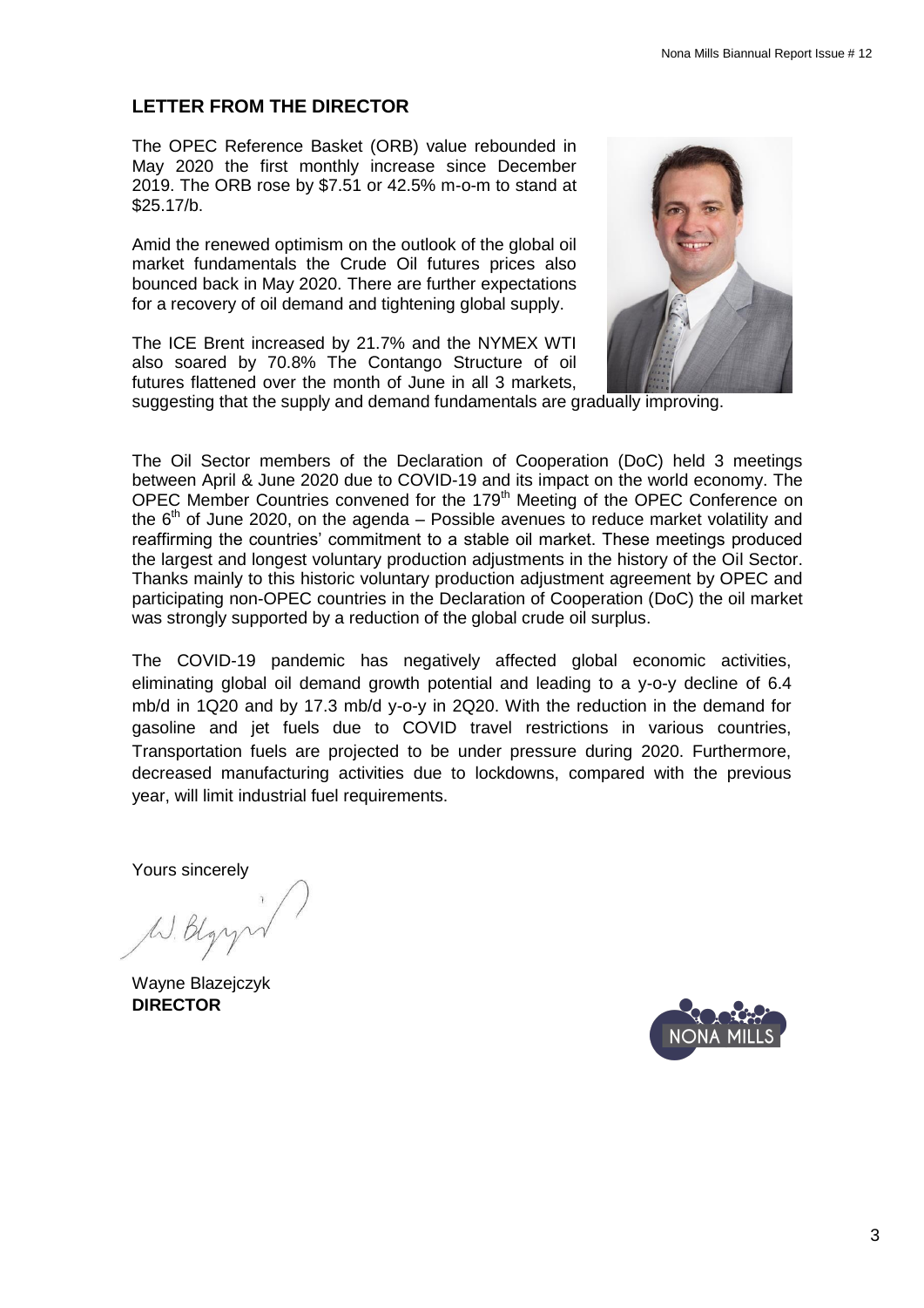## LETTER FROM THE DIRECTOR

The OPEC Reference Basket (ORB) value rebounded in May 2020 the first monthly increase since December 2019. The ORB rose by $7.51 or 42.5% m-o-m to stand at $25.17/b.

Amid the renewed optimism on the outlook of the global oil market fundamentals the Crude Oil futures prices also bounced back in May 2020. There are further expectations for a recovery of oil demand and tightening global supply.

The ICE Brent increased by 21.7% and the NYMEX WTI also soared by 70.8% The Contango Structure of oil futures flattened over the month of June in all 3 markets, suggesting that the supply and demand fundamentals are gradually improving.

The Oil Sector members of the Declaration of Cooperation (DoC) held 3 meetings between April & June 2020 due to COVID-19 and its impact on the world economy. The OPEC Member Countries convened for the 179th Meeting of the OPEC Conference on the 6th of June 2020, on the agenda – Possible avenues to reduce market volatility and reaffirming the countries' commitment to a stable oil market. These meetings produced the largest and longest voluntary production adjustments in the history of the Oil Sector. Thanks mainly to this historic voluntary production adjustment agreement by OPEC and participating non-OPEC countries in the Declaration of Cooperation (DoC) the oil market was strongly supported by a reduction of the global crude oil surplus.

The COVID-19 pandemic has negatively affected global economic activities, eliminating global oil demand growth potential and leading to a y-o-y decline of 6.4 mb/d in 1Q20 and by 17.3 mb/d y-o-y in 2Q20. With the reduction in the demand for gasoline and jet fuels due to COVID travel restrictions in various countries, Transportation fuels are projected to be under pressure during 2020. Furthermore, decreased manufacturing activities due to lockdowns, compared with the previous year, will limit industrial fuel requirements.

Yours sincerely

Wayne Blazejczyk
**DIRECTOR**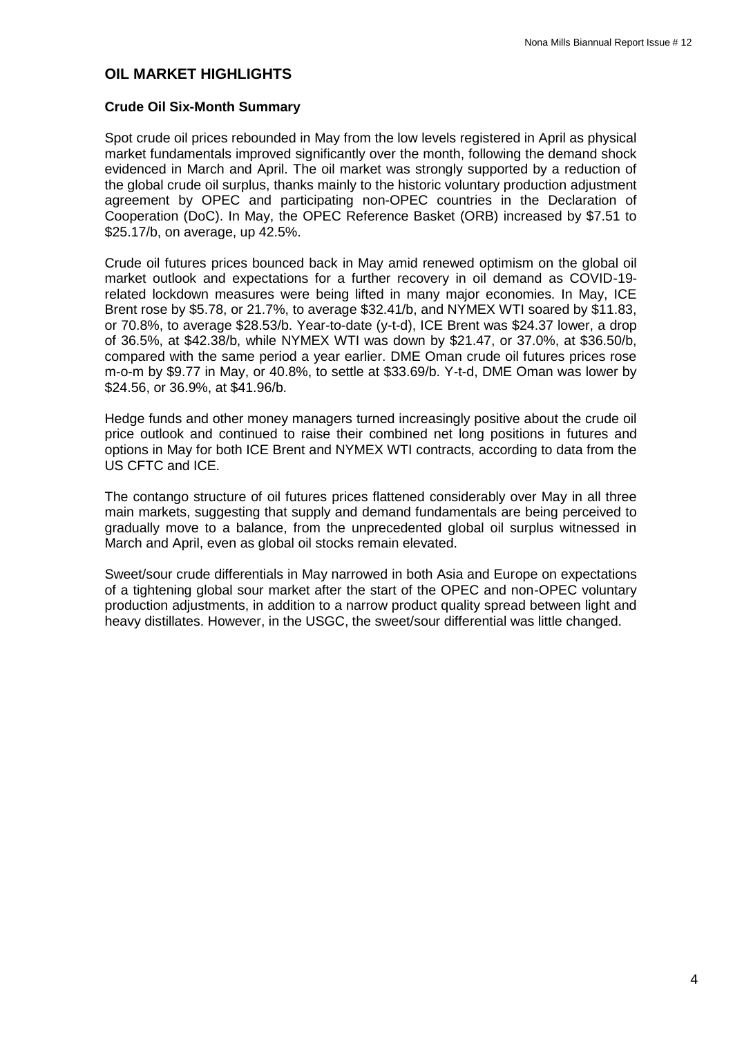## OIL MARKET HIGHLIGHTS

### Crude Oil Six-Month Summary

Spot crude oil prices rebounded in May from the low levels registered in April as physical market fundamentals improved significantly over the month, following the demand shock evidenced in March and April. The oil market was strongly supported by a reduction of the global crude oil surplus, thanks mainly to the historic voluntary production adjustment agreement by OPEC and participating non-OPEC countries in the Declaration of Cooperation (DoC). In May, the OPEC Reference Basket (ORB) increased by $7.51 to $25.17/b, on average, up 42.5%.

Crude oil futures prices bounced back in May amid renewed optimism on the global oil market outlook and expectations for a further recovery in oil demand as COVID-19-related lockdown measures were being lifted in many major economies. In May, ICE Brent rose by $5.78, or 21.7%, to average $32.41/b, and NYMEX WTI soared by $11.83, or 70.8%, to average $28.53/b. Year-to-date (y-t-d), ICE Brent was $24.37 lower, a drop of 36.5%, at $42.38/b, while NYMEX WTI was down by $21.47, or 37.0%, at $36.50/b, compared with the same period a year earlier. DME Oman crude oil futures prices rose m-o-m by $9.77 in May, or 40.8%, to settle at $33.69/b. Y-t-d, DME Oman was lower by $24.56, or 36.9%, at $41.96/b.

Hedge funds and other money managers turned increasingly positive about the crude oil price outlook and continued to raise their combined net long positions in futures and options in May for both ICE Brent and NYMEX WTI contracts, according to data from the US CFTC and ICE.

The contango structure of oil futures prices flattened considerably over May in all three main markets, suggesting that supply and demand fundamentals are being perceived to gradually move to a balance, from the unprecedented global oil surplus witnessed in March and April, even as global oil stocks remain elevated.

Sweet/sour crude differentials in May narrowed in both Asia and Europe on expectations of a tightening global sour market after the start of the OPEC and non-OPEC voluntary production adjustments, in addition to a narrow product quality spread between light and heavy distillates. However, in the USGC, the sweet/sour differential was little changed.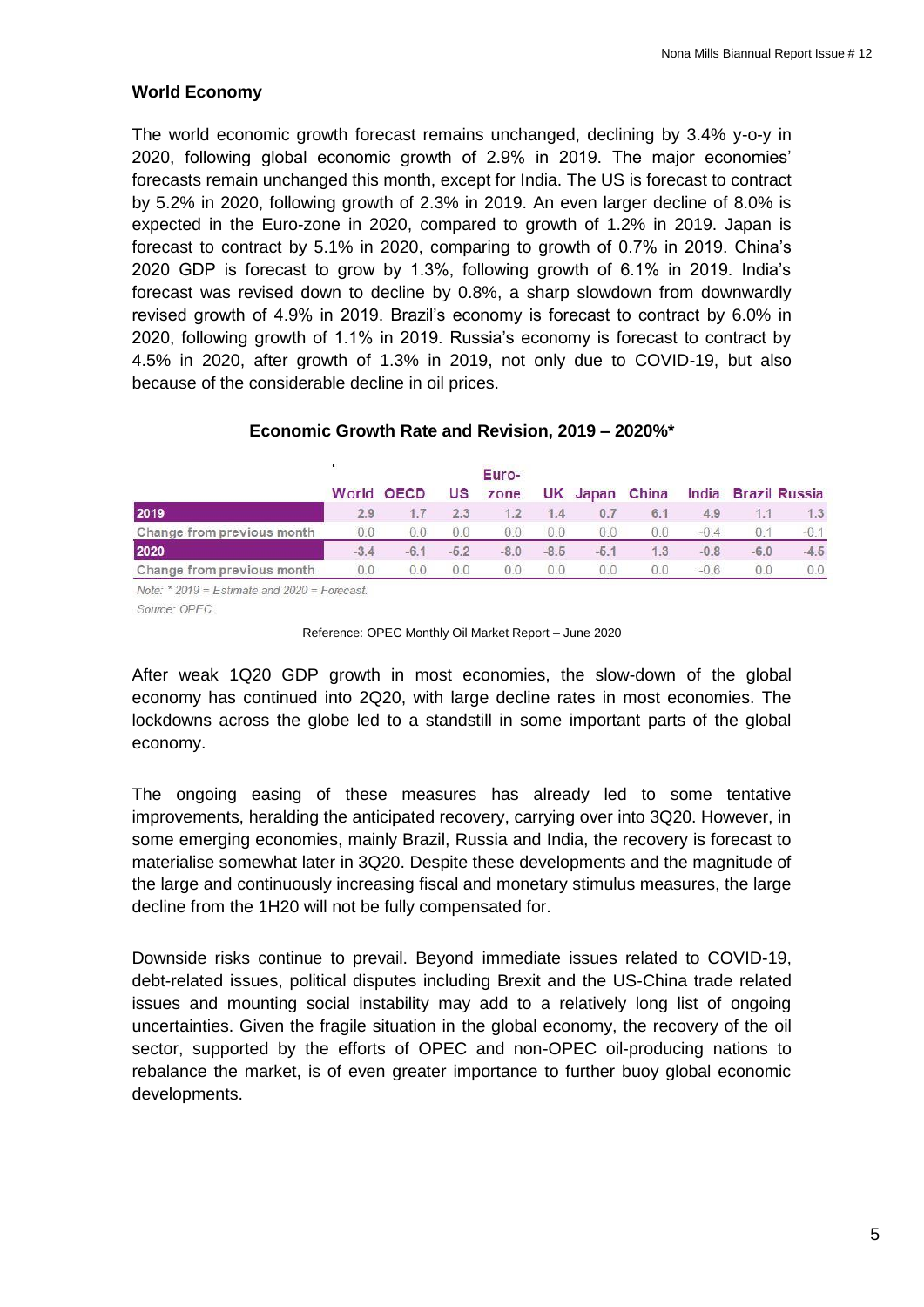## World Economy

The world economic growth forecast remains unchanged, declining by 3.4% y-o-y in 2020, following global economic growth of 2.9% in 2019. The major economies' forecasts remain unchanged this month, except for India. The US is forecast to contract by 5.2% in 2020, following growth of 2.3% in 2019. An even larger decline of 8.0% is expected in the Euro-zone in 2020, compared to growth of 1.2% in 2019. Japan is forecast to contract by 5.1% in 2020, comparing to growth of 0.7% in 2019. China's 2020 GDP is forecast to grow by 1.3%, following growth of 6.1% in 2019. India's forecast was revised down to decline by 0.8%, a sharp slowdown from downwardly revised growth of 4.9% in 2019. Brazil's economy is forecast to contract by 6.0% in 2020, following growth of 1.1% in 2019. Russia's economy is forecast to contract by 4.5% in 2020, after growth of 1.3% in 2019, not only due to COVID-19, but also because of the considerable decline in oil prices.

**Economic Growth Rate and Revision, 2019 – 2020%***

| | World | OECD | US | Euro-zone | UK | Japan | China | India | Brazil | Russia |
|---|---|---|---|---|---|---|---|---|---|---|
| 2019 | 2.9 | 1.7 | 2.3 | 1.2 | 1.4 | 0.7 | 6.1 | 4.9 | 1.1 | 1.3 |
| Change from previous month | 0.0 | 0.0 | 0.0 | 0.0 | 0.0 | 0.0 | 0.0 | -0.4 | 0.1 | -0.1 |
| 2020 | -3.4 | -6.1 | -5.2 | -8.0 | -8.5 | -5.1 | 1.3 | -0.8 | -6.0 | -4.5 |
| Change from previous month | 0.0 | 0.0 | 0.0 | 0.0 | 0.0 | 0.0 | 0.0 | -0.6 | 0.0 | 0.0 |

*Note: * 2019 = Estimate and 2020 = Forecast.*

*Source: OPEC.*

Reference: OPEC Monthly Oil Market Report – June 2020

After weak 1Q20 GDP growth in most economies, the slow-down of the global economy has continued into 2Q20, with large decline rates in most economies. The lockdowns across the globe led to a standstill in some important parts of the global economy.

The ongoing easing of these measures has already led to some tentative improvements, heralding the anticipated recovery, carrying over into 3Q20. However, in some emerging economies, mainly Brazil, Russia and India, the recovery is forecast to materialise somewhat later in 3Q20. Despite these developments and the magnitude of the large and continuously increasing fiscal and monetary stimulus measures, the large decline from the 1H20 will not be fully compensated for.

Downside risks continue to prevail. Beyond immediate issues related to COVID-19, debt-related issues, political disputes including Brexit and the US-China trade related issues and mounting social instability may add to a relatively long list of ongoing uncertainties. Given the fragile situation in the global economy, the recovery of the oil sector, supported by the efforts of OPEC and non-OPEC oil-producing nations to rebalance the market, is of even greater importance to further buoy global economic developments.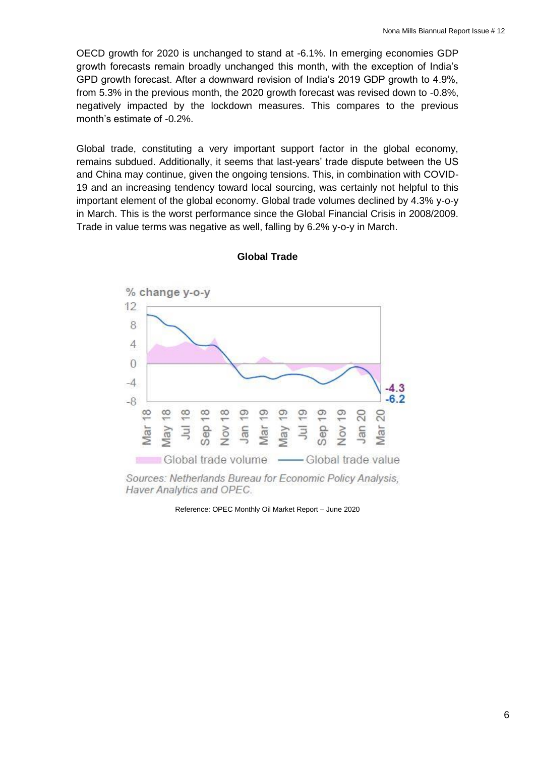OECD growth for 2020 is unchanged to stand at -6.1%. In emerging economies GDP growth forecasts remain broadly unchanged this month, with the exception of India's GPD growth forecast. After a downward revision of India's 2019 GDP growth to 4.9%, from 5.3% in the previous month, the 2020 growth forecast was revised down to -0.8%, negatively impacted by the lockdown measures. This compares to the previous month's estimate of -0.2%.

Global trade, constituting a very important support factor in the global economy, remains subdued. Additionally, it seems that last-years' trade dispute between the US and China may continue, given the ongoing tensions. This, in combination with COVID-19 and an increasing tendency toward local sourcing, was certainly not helpful to this important element of the global economy. Global trade volumes declined by 4.3% y-o-y in March. This is the worst performance since the Global Financial Crisis in 2008/2009. Trade in value terms was negative as well, falling by 6.2% y-o-y in March.

**Global Trade**

% change y-o-y

12, 8, 4, 0, -4, -8

-4.3
-6.2

Mar 18, May 18, Jul 18, Sep 18, Nov 18, Jan 19, Mar 19, May 19, Jul 19, Sep 19, Nov 19, Jan 20, Mar 20

Global trade volume — Global trade value

*Sources: Netherlands Bureau for Economic Policy Analysis, Haver Analytics and OPEC.*

Reference: OPEC Monthly Oil Market Report – June 2020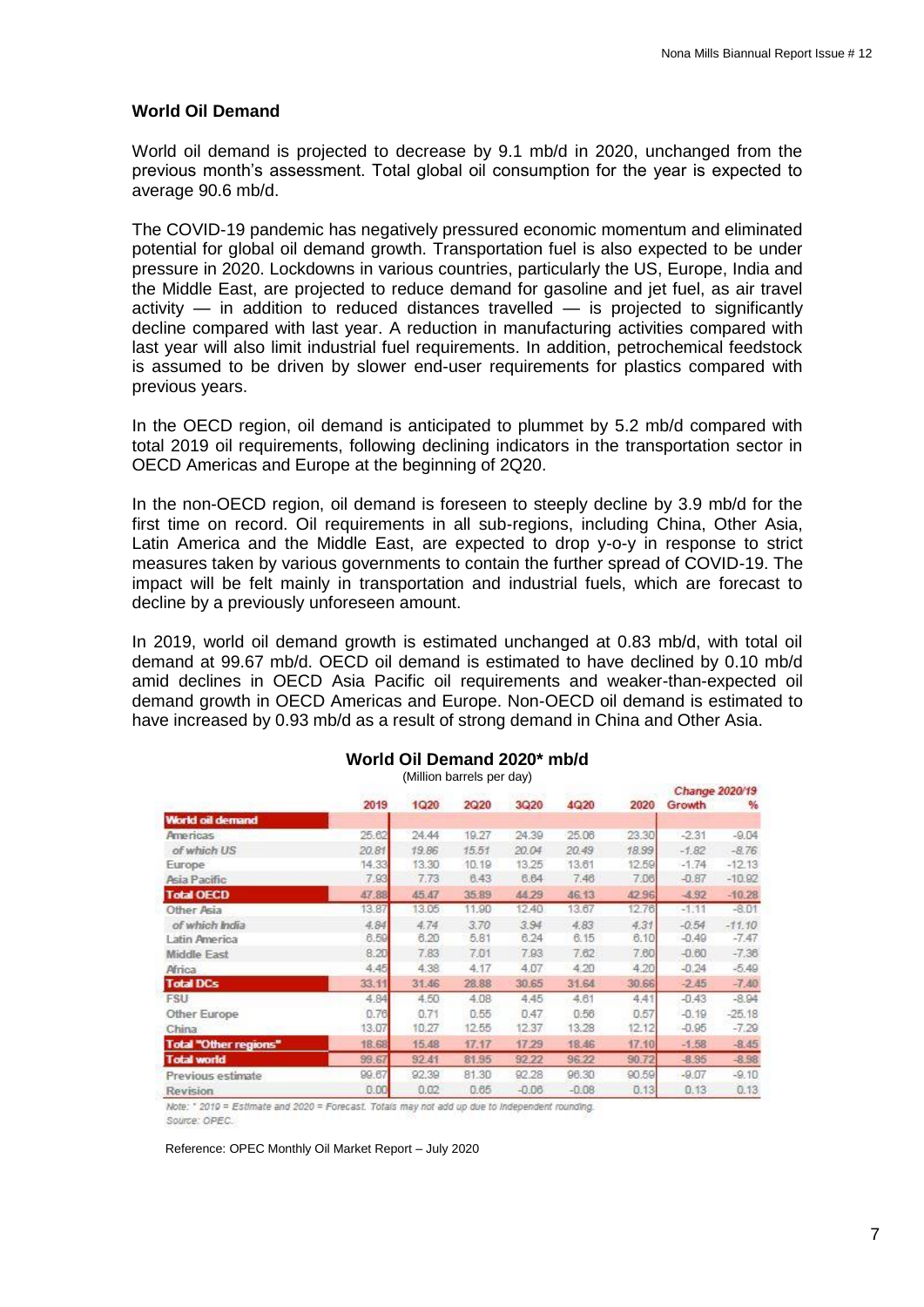## World Oil Demand

World oil demand is projected to decrease by 9.1 mb/d in 2020, unchanged from the previous month's assessment. Total global oil consumption for the year is expected to average 90.6 mb/d.

The COVID-19 pandemic has negatively pressured economic momentum and eliminated potential for global oil demand growth. Transportation fuel is also expected to be under pressure in 2020. Lockdowns in various countries, particularly the US, Europe, India and the Middle East, are projected to reduce demand for gasoline and jet fuel, as air travel activity — in addition to reduced distances travelled — is projected to significantly decline compared with last year. A reduction in manufacturing activities compared with last year will also limit industrial fuel requirements. In addition, petrochemical feedstock is assumed to be driven by slower end-user requirements for plastics compared with previous years.

In the OECD region, oil demand is anticipated to plummet by 5.2 mb/d compared with total 2019 oil requirements, following declining indicators in the transportation sector in OECD Americas and Europe at the beginning of 2Q20.

In the non-OECD region, oil demand is foreseen to steeply decline by 3.9 mb/d for the first time on record. Oil requirements in all sub-regions, including China, Other Asia, Latin America and the Middle East, are expected to drop y-o-y in response to strict measures taken by various governments to contain the further spread of COVID-19. The impact will be felt mainly in transportation and industrial fuels, which are forecast to decline by a previously unforeseen amount.

In 2019, world oil demand growth is estimated unchanged at 0.83 mb/d, with total oil demand at 99.67 mb/d. OECD oil demand is estimated to have declined by 0.10 mb/d amid declines in OECD Asia Pacific oil requirements and weaker-than-expected oil demand growth in OECD Americas and Europe. Non-OECD oil demand is estimated to have increased by 0.93 mb/d as a result of strong demand in China and Other Asia.

**World Oil Demand 2020\* mb/d**

(Million barrels per day)

| | 2019 | 1Q20 | 2Q20 | 3Q20 | 4Q20 | 2020 | Change 2020/19 Growth | % |
|---|---|---|---|---|---|---|---|---|
| **World oil demand** | | | | | | | | |
| Americas | 25.62 | 24.44 | 19.27 | 24.39 | 25.06 | 23.30 | -2.31 | -9.04 |
| *of which US* | 20.81 | 19.86 | 15.51 | 20.04 | 20.49 | 18.99 | -1.82 | -8.76 |
| Europe | 14.33 | 13.30 | 10.19 | 13.25 | 13.61 | 12.59 | -1.74 | -12.13 |
| Asia Pacific | 7.93 | 7.73 | 6.43 | 6.64 | 7.46 | 7.06 | -0.87 | -10.92 |
| **Total OECD** | 47.88 | 45.47 | 35.89 | 44.29 | 46.13 | 42.96 | -4.92 | -10.28 |
| Other Asia | 13.87 | 13.05 | 11.90 | 12.40 | 13.67 | 12.76 | -1.11 | -8.01 |
| *of which India* | 4.84 | 4.74 | 3.70 | 3.94 | 4.83 | 4.31 | -0.54 | -11.10 |
| Latin America | 6.59 | 6.20 | 5.81 | 6.24 | 6.15 | 6.10 | -0.49 | -7.47 |
| Middle East | 8.20 | 7.83 | 7.01 | 7.93 | 7.62 | 7.60 | -0.60 | -7.36 |
| Africa | 4.45 | 4.38 | 4.17 | 4.07 | 4.20 | 4.20 | -0.24 | -5.49 |
| **Total DCs** | 33.11 | 31.46 | 28.88 | 30.65 | 31.64 | 30.66 | -2.45 | -7.40 |
| FSU | 4.84 | 4.50 | 4.08 | 4.45 | 4.61 | 4.41 | -0.43 | -8.94 |
| Other Europe | 0.76 | 0.71 | 0.55 | 0.47 | 0.56 | 0.57 | -0.19 | -25.18 |
| China | 13.07 | 10.27 | 12.55 | 12.37 | 13.28 | 12.12 | -0.95 | -7.29 |
| **Total "Other regions"** | 18.68 | 15.48 | 17.17 | 17.29 | 18.46 | 17.10 | -1.58 | -8.45 |
| **Total world** | 99.67 | 92.41 | 81.95 | 92.22 | 96.22 | 90.72 | -8.95 | -8.98 |
| Previous estimate | 99.67 | 92.39 | 81.30 | 92.28 | 96.30 | 90.59 | -9.07 | -9.10 |
| Revision | 0.00 | 0.02 | 0.65 | -0.06 | -0.08 | 0.13 | 0.13 | 0.13 |

Note: \* 2019 = Estimate and 2020 = Forecast. Totals may not add up due to independent rounding.

Source: OPEC.

Reference: OPEC Monthly Oil Market Report – July 2020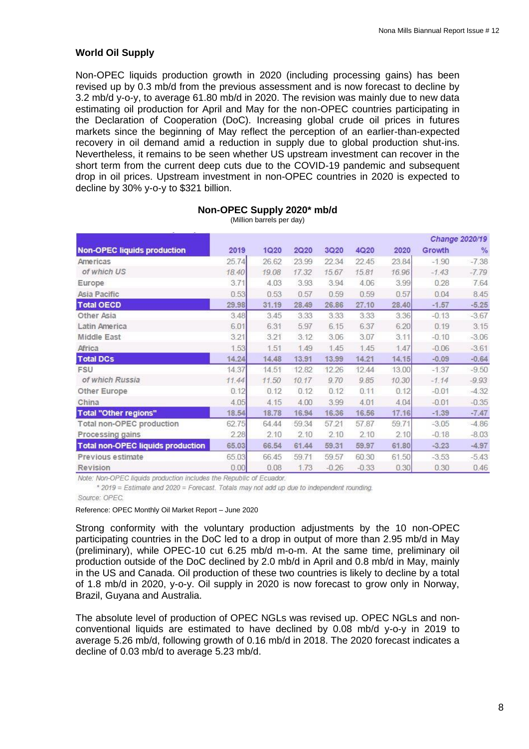## World Oil Supply

Non-OPEC liquids production growth in 2020 (including processing gains) has been revised up by 0.3 mb/d from the previous assessment and is now forecast to decline by 3.2 mb/d y-o-y, to average 61.80 mb/d in 2020. The revision was mainly due to new data estimating oil production for April and May for the non-OPEC countries participating in the Declaration of Cooperation (DoC). Increasing global crude oil prices in futures markets since the beginning of May reflect the perception of an earlier-than-expected recovery in oil demand amid a reduction in supply due to global production shut-ins. Nevertheless, it remains to be seen whether US upstream investment can recover in the short term from the current deep cuts due to the COVID-19 pandemic and subsequent drop in oil prices. Upstream investment in non-OPEC countries in 2020 is expected to decline by 30% y-o-y to $321 billion.

**Non-OPEC Supply 2020* mb/d**

(Million barrels per day)

| | | | | | | | Change 2020/19 | |
|---|---|---|---|---|---|---|---|---|
| **Non-OPEC liquids production** | **2019** | **1Q20** | **2Q20** | **3Q20** | **4Q20** | **2020** | **Growth** | **%** |
| Americas | 25.74 | 26.62 | 23.99 | 22.34 | 22.45 | 23.84 | -1.90 | -7.38 |
| *of which US* | *18.40* | *19.08* | *17.32* | *15.67* | *15.81* | *16.96* | *-1.43* | *-7.79* |
| Europe | 3.71 | 4.03 | 3.93 | 3.94 | 4.06 | 3.99 | 0.28 | 7.64 |
| Asia Pacific | 0.53 | 0.53 | 0.57 | 0.59 | 0.59 | 0.57 | 0.04 | 8.45 |
| **Total OECD** | **29.98** | **31.19** | **28.49** | **26.86** | **27.10** | **28.40** | **-1.57** | **-5.25** |
| Other Asia | 3.48 | 3.45 | 3.33 | 3.33 | 3.33 | 3.36 | -0.13 | -3.67 |
| Latin America | 6.01 | 6.31 | 5.97 | 6.15 | 6.37 | 6.20 | 0.19 | 3.15 |
| Middle East | 3.21 | 3.21 | 3.12 | 3.06 | 3.07 | 3.11 | -0.10 | -3.06 |
| Africa | 1.53 | 1.51 | 1.49 | 1.45 | 1.45 | 1.47 | -0.06 | -3.61 |
| **Total DCs** | **14.24** | **14.48** | **13.91** | **13.99** | **14.21** | **14.15** | **-0.09** | **-0.64** |
| FSU | 14.37 | 14.51 | 12.82 | 12.26 | 12.44 | 13.00 | -1.37 | -9.50 |
| *of which Russia* | *11.44* | *11.50* | *10.17* | *9.70* | *9.85* | *10.30* | *-1.14* | *-9.93* |
| Other Europe | 0.12 | 0.12 | 0.12 | 0.12 | 0.11 | 0.12 | -0.01 | -4.32 |
| China | 4.05 | 4.15 | 4.00 | 3.99 | 4.01 | 4.04 | -0.01 | -0.35 |
| **Total "Other regions"** | **18.54** | **18.78** | **16.94** | **16.36** | **16.56** | **17.16** | **-1.39** | **-7.47** |
| Total non-OPEC production | 62.75 | 64.44 | 59.34 | 57.21 | 57.87 | 59.71 | -3.05 | -4.86 |
| Processing gains | 2.28 | 2.10 | 2.10 | 2.10 | 2.10 | 2.10 | -0.18 | -8.03 |
| **Total non-OPEC liquids production** | **65.03** | **66.54** | **61.44** | **59.31** | **59.97** | **61.80** | **-3.23** | **-4.97** |
| Previous estimate | 65.03 | 66.45 | 59.71 | 59.57 | 60.30 | 61.50 | -3.53 | -5.43 |
| Revision | 0.00 | 0.08 | 1.73 | -0.26 | -0.33 | 0.30 | 0.30 | 0.46 |

*Note: Non-OPEC liquids production includes the Republic of Ecuador.*

*\* 2019 = Estimate and 2020 = Forecast. Totals may not add up due to independent rounding.*

*Source: OPEC.*

Reference: OPEC Monthly Oil Market Report – June 2020

Strong conformity with the voluntary production adjustments by the 10 non-OPEC participating countries in the DoC led to a drop in output of more than 2.95 mb/d in May (preliminary), while OPEC-10 cut 6.25 mb/d m-o-m. At the same time, preliminary oil production outside of the DoC declined by 2.0 mb/d in April and 0.8 mb/d in May, mainly in the US and Canada. Oil production of these two countries is likely to decline by a total of 1.8 mb/d in 2020, y-o-y. Oil supply in 2020 is now forecast to grow only in Norway, Brazil, Guyana and Australia.

The absolute level of production of OPEC NGLs was revised up. OPEC NGLs and non-conventional liquids are estimated to have declined by 0.08 mb/d y-o-y in 2019 to average 5.26 mb/d, following growth of 0.16 mb/d in 2018. The 2020 forecast indicates a decline of 0.03 mb/d to average 5.23 mb/d.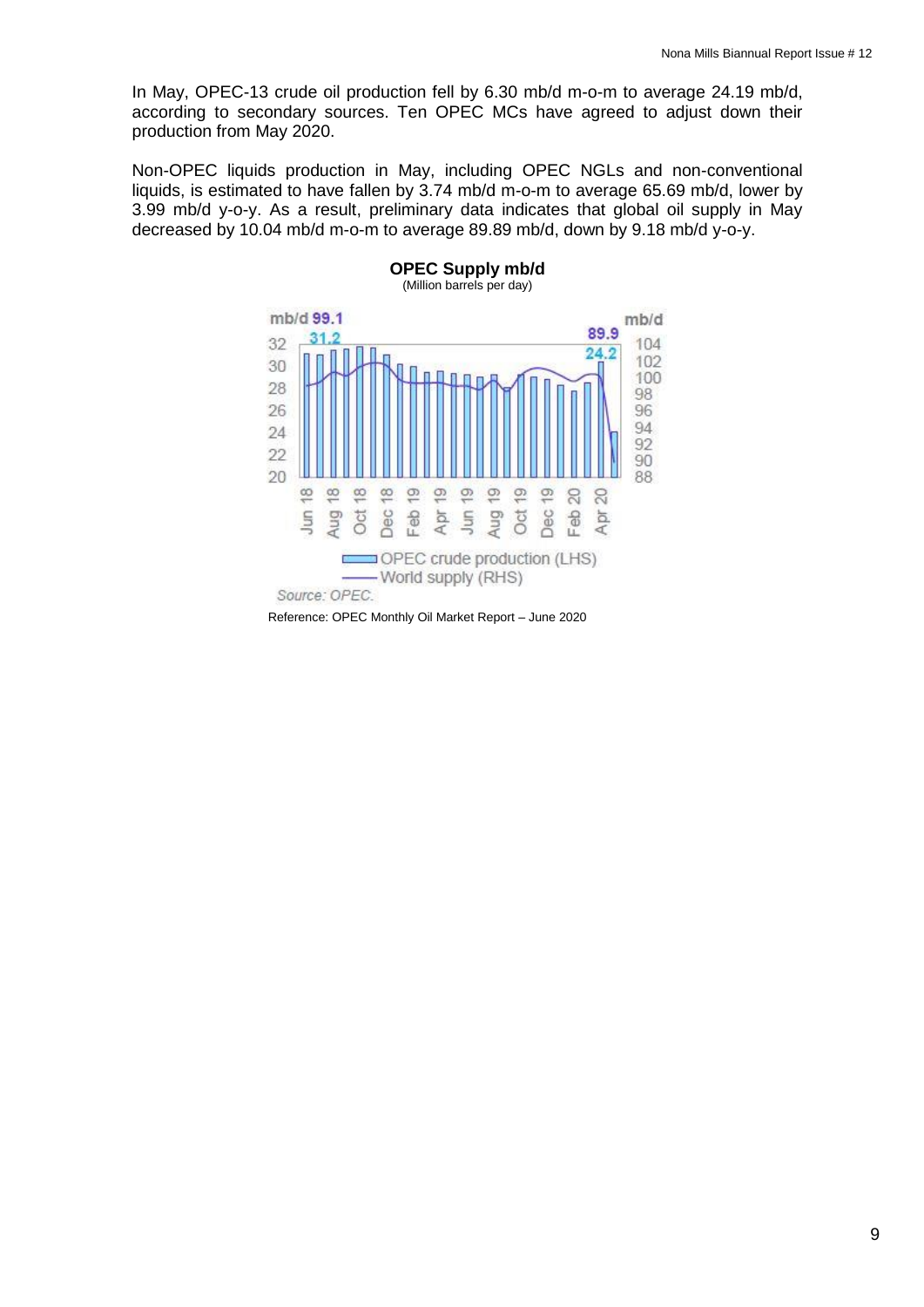In May, OPEC-13 crude oil production fell by 6.30 mb/d m-o-m to average 24.19 mb/d, according to secondary sources. Ten OPEC MCs have agreed to adjust down their production from May 2020.

Non-OPEC liquids production in May, including OPEC NGLs and non-conventional liquids, is estimated to have fallen by 3.74 mb/d m-o-m to average 65.69 mb/d, lower by 3.99 mb/d y-o-y. As a result, preliminary data indicates that global oil supply in May decreased by 10.04 mb/d m-o-m to average 89.89 mb/d, down by 9.18 mb/d y-o-y.

**OPEC Supply mb/d**
(Million barrels per day)

Source: OPEC.

Reference: OPEC Monthly Oil Market Report – June 2020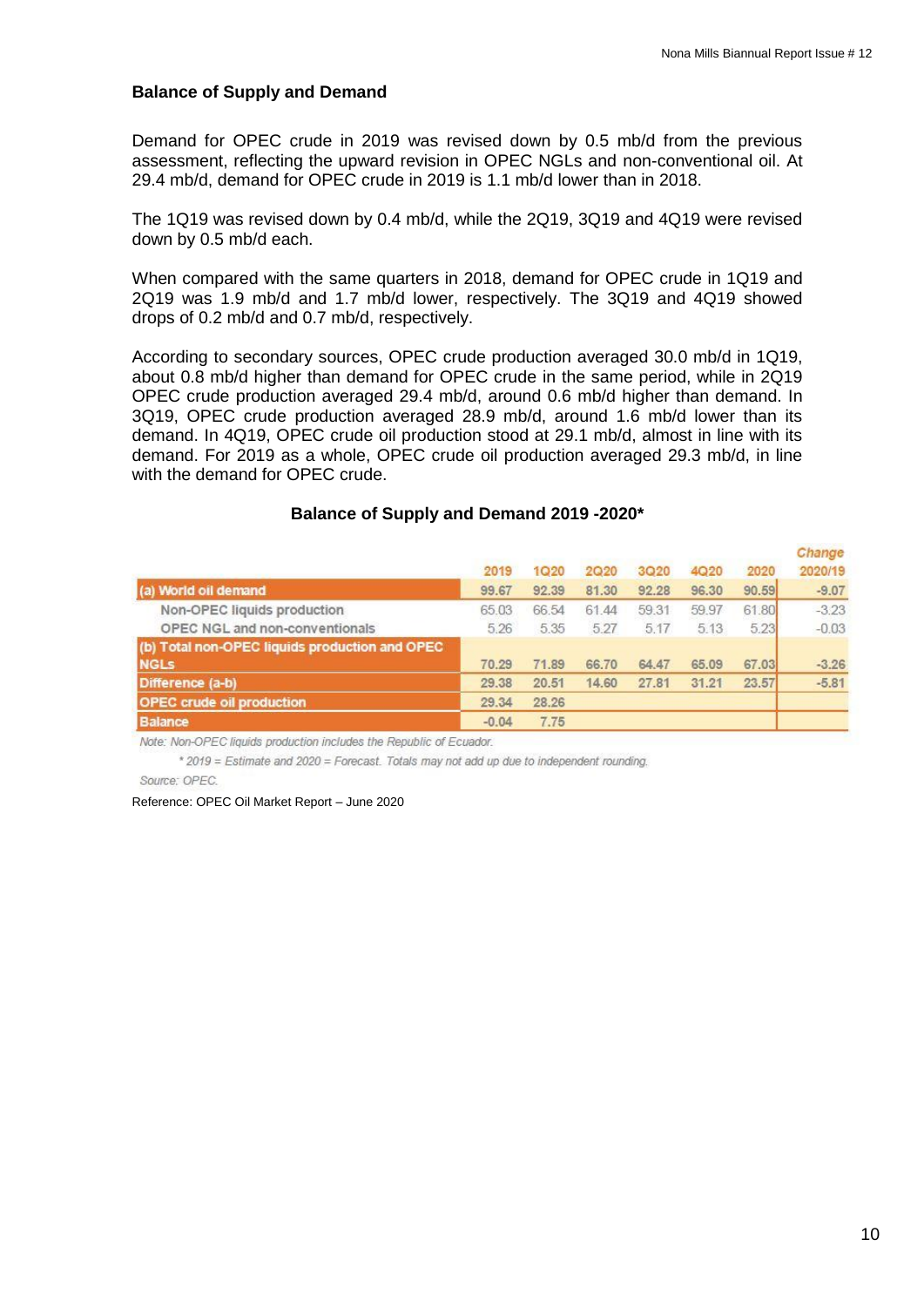## Balance of Supply and Demand

Demand for OPEC crude in 2019 was revised down by 0.5 mb/d from the previous assessment, reflecting the upward revision in OPEC NGLs and non-conventional oil. At 29.4 mb/d, demand for OPEC crude in 2019 is 1.1 mb/d lower than in 2018.

The 1Q19 was revised down by 0.4 mb/d, while the 2Q19, 3Q19 and 4Q19 were revised down by 0.5 mb/d each.

When compared with the same quarters in 2018, demand for OPEC crude in 1Q19 and 2Q19 was 1.9 mb/d and 1.7 mb/d lower, respectively. The 3Q19 and 4Q19 showed drops of 0.2 mb/d and 0.7 mb/d, respectively.

According to secondary sources, OPEC crude production averaged 30.0 mb/d in 1Q19, about 0.8 mb/d higher than demand for OPEC crude in the same period, while in 2Q19 OPEC crude production averaged 29.4 mb/d, around 0.6 mb/d higher than demand. In 3Q19, OPEC crude production averaged 28.9 mb/d, around 1.6 mb/d lower than its demand. In 4Q19, OPEC crude oil production stood at 29.1 mb/d, almost in line with its demand. For 2019 as a whole, OPEC crude oil production averaged 29.3 mb/d, in line with the demand for OPEC crude.

### Balance of Supply and Demand 2019 -2020*

| | 2019 | 1Q20 | 2Q20 | 3Q20 | 4Q20 | 2020 | Change 2020/19 |
|---|---|---|---|---|---|---|---|
| (a) World oil demand | 99.67 | 92.39 | 81.30 | 92.28 | 96.30 | 90.59 | -9.07 |
| Non-OPEC liquids production | 65.03 | 66.54 | 61.44 | 59.31 | 59.97 | 61.80 | -3.23 |
| OPEC NGL and non-conventionals | 5.26 | 5.35 | 5.27 | 5.17 | 5.13 | 5.23 | -0.03 |
| (b) Total non-OPEC liquids production and OPEC NGLs | 70.29 | 71.89 | 66.70 | 64.47 | 65.09 | 67.03 | -3.26 |
| Difference (a-b) | 29.38 | 20.51 | 14.60 | 27.81 | 31.21 | 23.57 | -5.81 |
| OPEC crude oil production | 29.34 | 28.26 | | | | | |
| Balance | -0.04 | 7.75 | | | | | |

*Note: Non-OPEC liquids production includes the Republic of Ecuador.*

*\* 2019 = Estimate and 2020 = Forecast. Totals may not add up due to independent rounding.*

*Source: OPEC.*

Reference: OPEC Oil Market Report – June 2020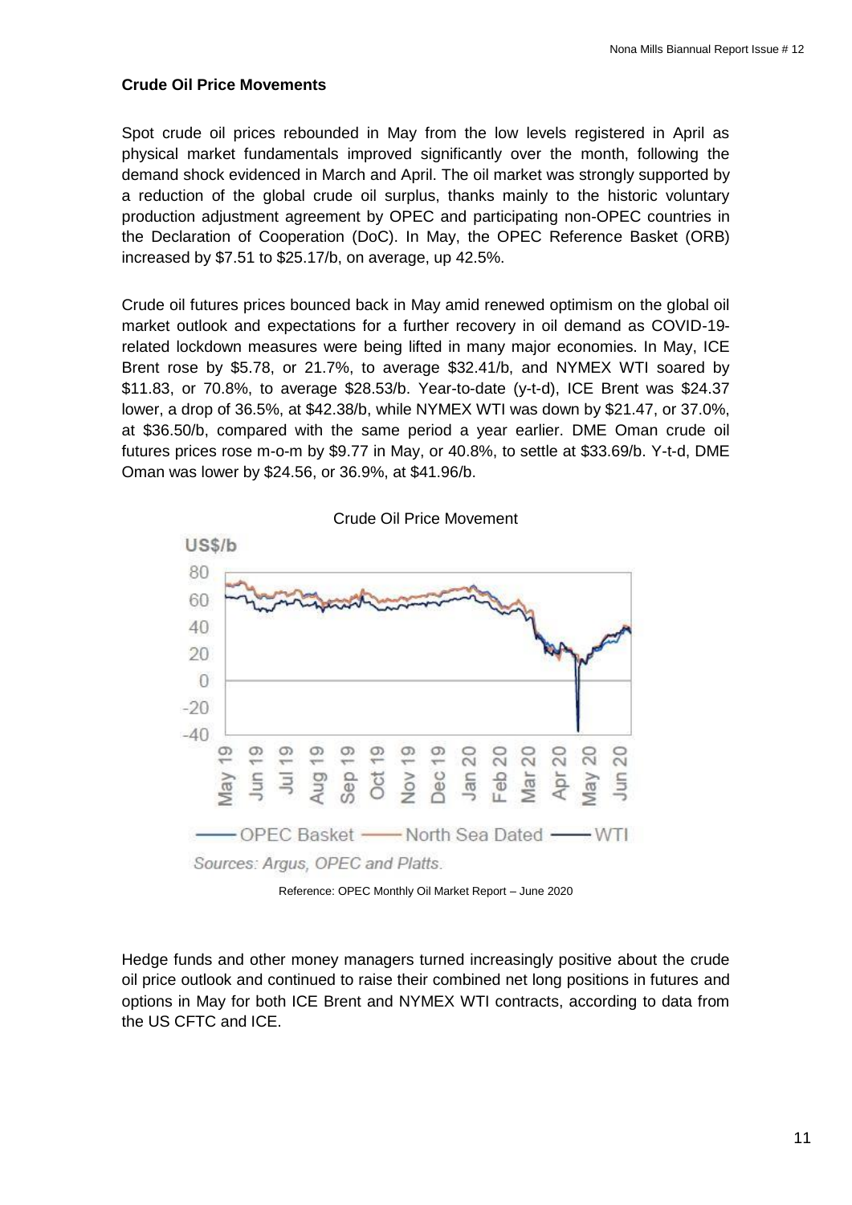## Crude Oil Price Movements

Spot crude oil prices rebounded in May from the low levels registered in April as physical market fundamentals improved significantly over the month, following the demand shock evidenced in March and April. The oil market was strongly supported by a reduction of the global crude oil surplus, thanks mainly to the historic voluntary production adjustment agreement by OPEC and participating non-OPEC countries in the Declaration of Cooperation (DoC). In May, the OPEC Reference Basket (ORB) increased by $7.51 to $25.17/b, on average, up 42.5%.

Crude oil futures prices bounced back in May amid renewed optimism on the global oil market outlook and expectations for a further recovery in oil demand as COVID-19-related lockdown measures were being lifted in many major economies. In May, ICE Brent rose by $5.78, or 21.7%, to average $32.41/b, and NYMEX WTI soared by $11.83, or 70.8%, to average $28.53/b. Year-to-date (y-t-d), ICE Brent was $24.37 lower, a drop of 36.5%, at $42.38/b, while NYMEX WTI was down by $21.47, or 37.0%, at $36.50/b, compared with the same period a year earlier. DME Oman crude oil futures prices rose m-o-m by $9.77 in May, or 40.8%, to settle at $33.69/b. Y-t-d, DME Oman was lower by $24.56, or 36.9%, at $41.96/b.

Crude Oil Price Movement

Sources: Argus, OPEC and Platts.

Reference: OPEC Monthly Oil Market Report – June 2020

Hedge funds and other money managers turned increasingly positive about the crude oil price outlook and continued to raise their combined net long positions in futures and options in May for both ICE Brent and NYMEX WTI contracts, according to data from the US CFTC and ICE.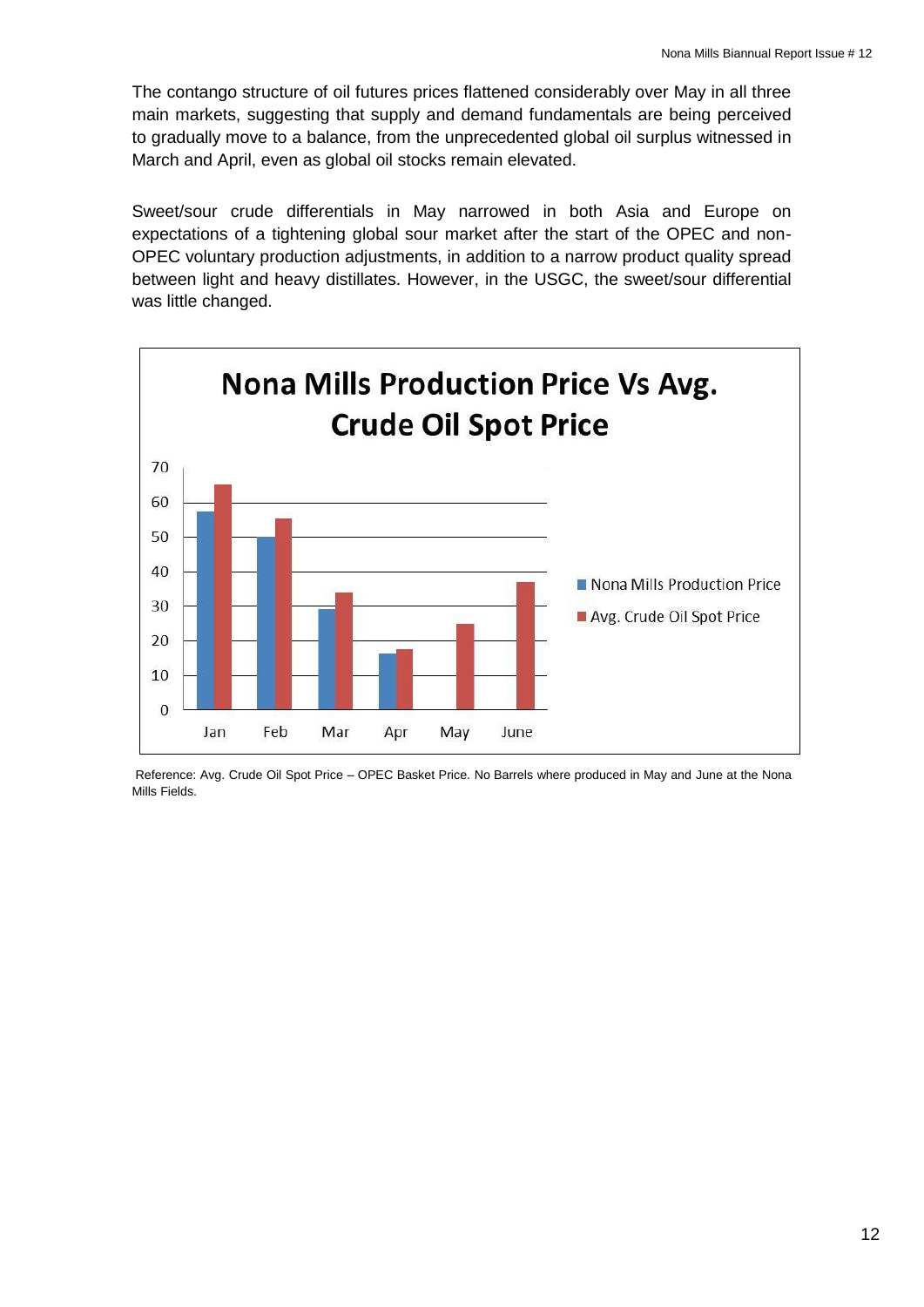The contango structure of oil futures prices flattened considerably over May in all three main markets, suggesting that supply and demand fundamentals are being perceived to gradually move to a balance, from the unprecedented global oil surplus witnessed in March and April, even as global oil stocks remain elevated.

Sweet/sour crude differentials in May narrowed in both Asia and Europe on expectations of a tightening global sour market after the start of the OPEC and non-OPEC voluntary production adjustments, in addition to a narrow product quality spread between light and heavy distillates. However, in the USGC, the sweet/sour differential was little changed.

**Nona Mills Production Price Vs Avg. Crude Oil Spot Price**

Legend: Nona Mills Production Price; Avg. Crude Oil Spot Price

Reference: Avg. Crude Oil Spot Price – OPEC Basket Price. No Barrels where produced in May and June at the Nona Mills Fields.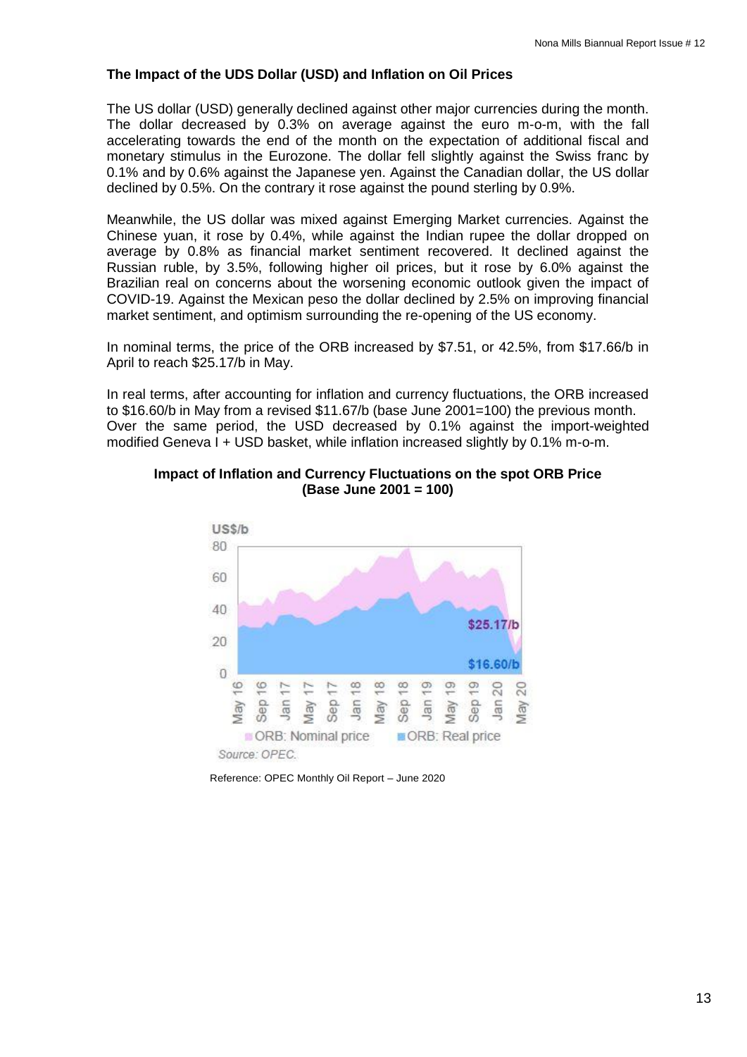### The Impact of the UDS Dollar (USD) and Inflation on Oil Prices

The US dollar (USD) generally declined against other major currencies during the month. The dollar decreased by 0.3% on average against the euro m-o-m, with the fall accelerating towards the end of the month on the expectation of additional fiscal and monetary stimulus in the Eurozone. The dollar fell slightly against the Swiss franc by 0.1% and by 0.6% against the Japanese yen. Against the Canadian dollar, the US dollar declined by 0.5%. On the contrary it rose against the pound sterling by 0.9%.

Meanwhile, the US dollar was mixed against Emerging Market currencies. Against the Chinese yuan, it rose by 0.4%, while against the Indian rupee the dollar dropped on average by 0.8% as financial market sentiment recovered. It declined against the Russian ruble, by 3.5%, following higher oil prices, but it rose by 6.0% against the Brazilian real on concerns about the worsening economic outlook given the impact of COVID-19. Against the Mexican peso the dollar declined by 2.5% on improving financial market sentiment, and optimism surrounding the re-opening of the US economy.

In nominal terms, the price of the ORB increased by $7.51, or 42.5%, from $17.66/b in April to reach $25.17/b in May.

In real terms, after accounting for inflation and currency fluctuations, the ORB increased to $16.60/b in May from a revised $11.67/b (base June 2001=100) the previous month. Over the same period, the USD decreased by 0.1% against the import-weighted modified Geneva I + USD basket, while inflation increased slightly by 0.1% m-o-m.

**Impact of Inflation and Currency Fluctuations on the spot ORB Price (Base June 2001 = 100)**

Reference: OPEC Monthly Oil Report – June 2020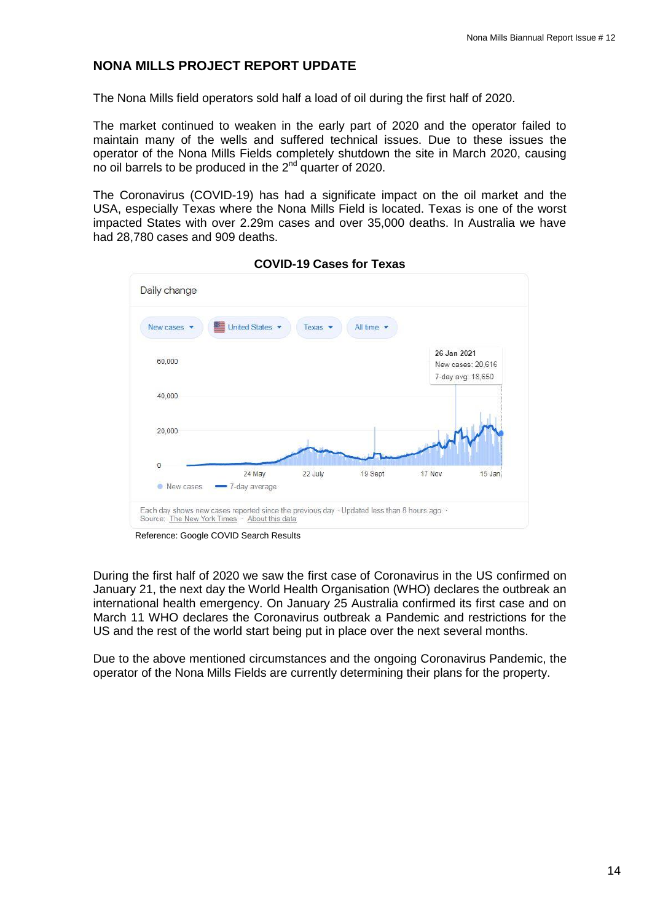## NONA MILLS PROJECT REPORT UPDATE

The Nona Mills field operators sold half a load of oil during the first half of 2020.

The market continued to weaken in the early part of 2020 and the operator failed to maintain many of the wells and suffered technical issues. Due to these issues the operator of the Nona Mills Fields completely shutdown the site in March 2020, causing no oil barrels to be produced in the 2nd quarter of 2020.

The Coronavirus (COVID-19) has had a significate impact on the oil market and the USA, especially Texas where the Nona Mills Field is located. Texas is one of the worst impacted States with over 2.29m cases and over 35,000 deaths. In Australia we have had 28,780 cases and 909 deaths.

**COVID-19 Cases for Texas**

Reference: Google COVID Search Results

During the first half of 2020 we saw the first case of Coronavirus in the US confirmed on January 21, the next day the World Health Organisation (WHO) declares the outbreak an international health emergency. On January 25 Australia confirmed its first case and on March 11 WHO declares the Coronavirus outbreak a Pandemic and restrictions for the US and the rest of the world start being put in place over the next several months.

Due to the above mentioned circumstances and the ongoing Coronavirus Pandemic, the operator of the Nona Mills Fields are currently determining their plans for the property.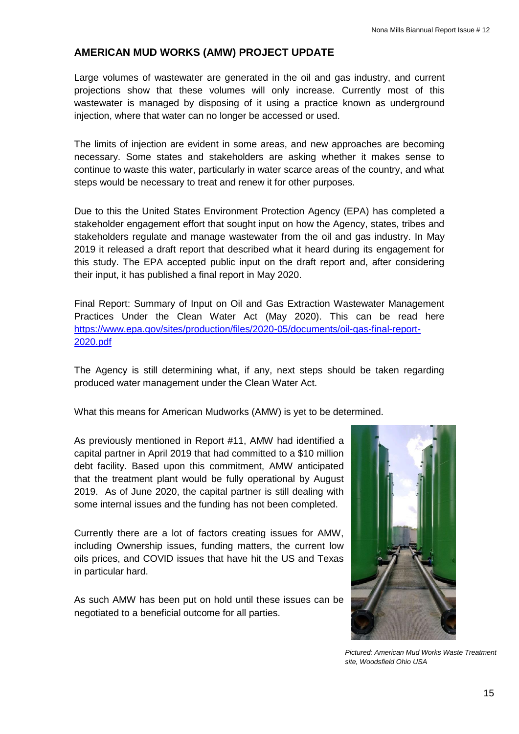## AMERICAN MUD WORKS (AMW) PROJECT UPDATE

Large volumes of wastewater are generated in the oil and gas industry, and current projections show that these volumes will only increase. Currently most of this wastewater is managed by disposing of it using a practice known as underground injection, where that water can no longer be accessed or used.

The limits of injection are evident in some areas, and new approaches are becoming necessary. Some states and stakeholders are asking whether it makes sense to continue to waste this water, particularly in water scarce areas of the country, and what steps would be necessary to treat and renew it for other purposes.

Due to this the United States Environment Protection Agency (EPA) has completed a stakeholder engagement effort that sought input on how the Agency, states, tribes and stakeholders regulate and manage wastewater from the oil and gas industry. In May 2019 it released a draft report that described what it heard during its engagement for this study. The EPA accepted public input on the draft report and, after considering their input, it has published a final report in May 2020.

Final Report: Summary of Input on Oil and Gas Extraction Wastewater Management Practices Under the Clean Water Act (May 2020). This can be read here https://www.epa.gov/sites/production/files/2020-05/documents/oil-gas-final-report-2020.pdf

The Agency is still determining what, if any, next steps should be taken regarding produced water management under the Clean Water Act.

What this means for American Mudworks (AMW) is yet to be determined.

As previously mentioned in Report #11, AMW had identified a capital partner in April 2019 that had committed to a $10 million debt facility. Based upon this commitment, AMW anticipated that the treatment plant would be fully operational by August 2019. As of June 2020, the capital partner is still dealing with some internal issues and the funding has not been completed.

Currently there are a lot of factors creating issues for AMW, including Ownership issues, funding matters, the current low oils prices, and COVID issues that have hit the US and Texas in particular hard.

As such AMW has been put on hold until these issues can be negotiated to a beneficial outcome for all parties.

*Pictured: American Mud Works Waste Treatment site, Woodsfield Ohio USA*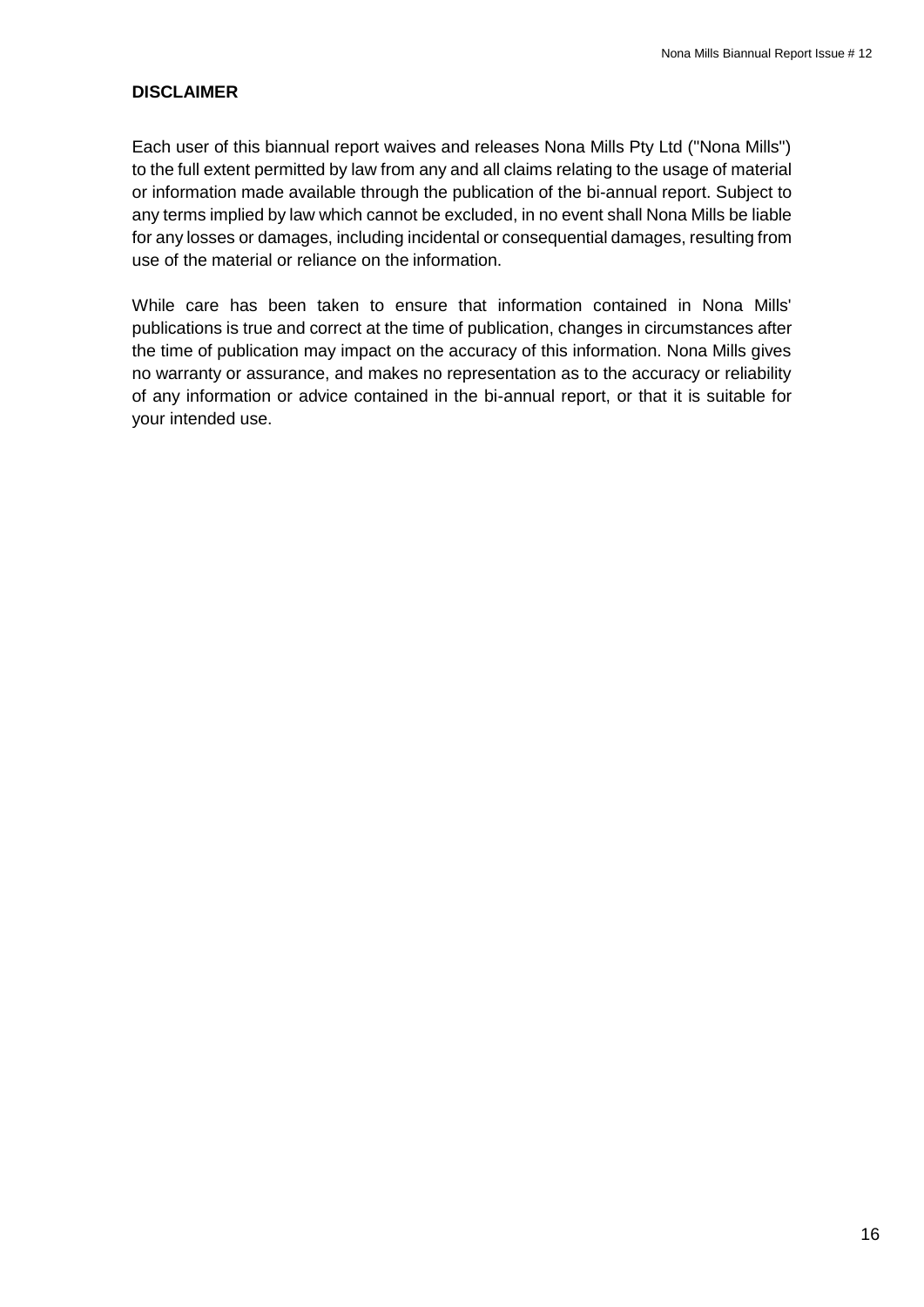**DISCLAIMER**

Each user of this biannual report waives and releases Nona Mills Pty Ltd ("Nona Mills") to the full extent permitted by law from any and all claims relating to the usage of material or information made available through the publication of the bi-annual report. Subject to any terms implied by law which cannot be excluded, in no event shall Nona Mills be liable for any losses or damages, including incidental or consequential damages, resulting from use of the material or reliance on the information.

While care has been taken to ensure that information contained in Nona Mills' publications is true and correct at the time of publication, changes in circumstances after the time of publication may impact on the accuracy of this information. Nona Mills gives no warranty or assurance, and makes no representation as to the accuracy or reliability of any information or advice contained in the bi-annual report, or that it is suitable for your intended use.